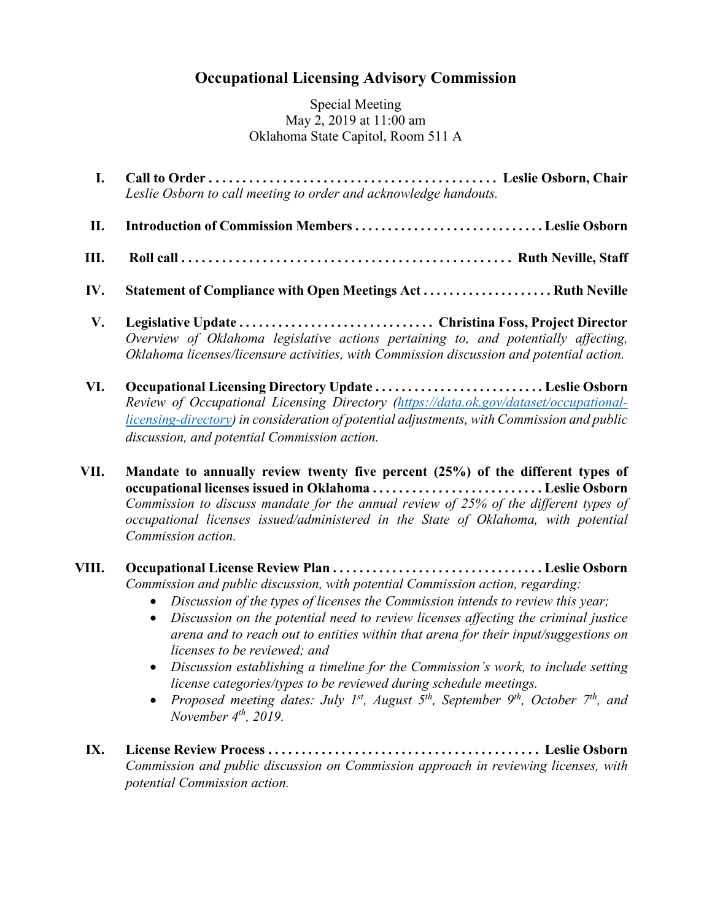# Occupational Licensing Advisory Commission

Special Meeting
May 2, 2019 at 11:00 am
Oklahoma State Capitol, Room 511 A

I. **Call to Order . . . . . . . . . . . . . . . . . . . . . . . . . . . . . . . . . . . . . . . . . . Leslie Osborn, Chair**
*Leslie Osborn to call meeting to order and acknowledge handouts.*

II. **Introduction of Commission Members . . . . . . . . . . . . . . . . . . . . . . . . . . . . Leslie Osborn**

III. **Roll call . . . . . . . . . . . . . . . . . . . . . . . . . . . . . . . . . . . . . . . . . . . . . . . . . Ruth Neville, Staff**

IV. **Statement of Compliance with Open Meetings Act . . . . . . . . . . . . . . . . . . . . Ruth Neville**

V. **Legislative Update . . . . . . . . . . . . . . . . . . . . . . . . . . . . . . Christina Foss, Project Director**
*Overview of Oklahoma legislative actions pertaining to, and potentially affecting, Oklahoma licenses/licensure activities, with Commission discussion and potential action.*

VI. **Occupational Licensing Directory Update . . . . . . . . . . . . . . . . . . . . . . . . . . Leslie Osborn**
*Review of Occupational Licensing Directory (https://data.ok.gov/dataset/occupational-licensing-directory) in consideration of potential adjustments, with Commission and public discussion, and potential Commission action.*

VII. **Mandate to annually review twenty five percent (25%) of the different types of occupational licenses issued in Oklahoma . . . . . . . . . . . . . . . . . . . . . . . . . . Leslie Osborn**
*Commission to discuss mandate for the annual review of 25% of the different types of occupational licenses issued/administered in the State of Oklahoma, with potential Commission action.*

VIII. **Occupational License Review Plan . . . . . . . . . . . . . . . . . . . . . . . . . . . . . . . . Leslie Osborn**
*Commission and public discussion, with potential Commission action, regarding:*

- *Discussion of the types of licenses the Commission intends to review this year;*
- *Discussion on the potential need to review licenses affecting the criminal justice arena and to reach out to entities within that arena for their input/suggestions on licenses to be reviewed; and*
- *Discussion establishing a timeline for the Commission's work, to include setting license categories/types to be reviewed during schedule meetings.*
- *Proposed meeting dates: July 1st, August 5th, September 9th, October 7th, and November 4th, 2019.*

IX. **License Review Process . . . . . . . . . . . . . . . . . . . . . . . . . . . . . . . . . . . . . . . . . Leslie Osborn**
*Commission and public discussion on Commission approach in reviewing licenses, with potential Commission action.*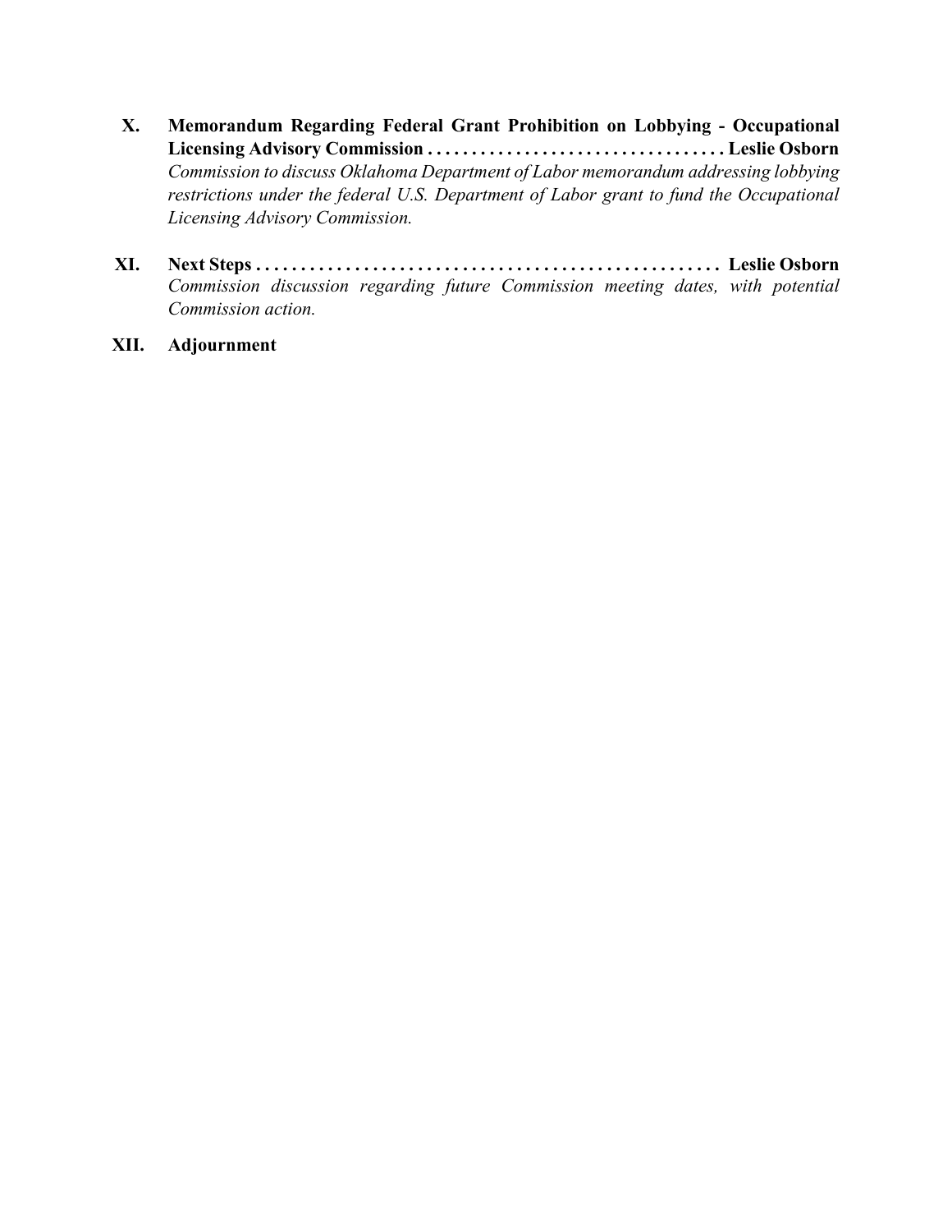**X. Memorandum Regarding Federal Grant Prohibition on Lobbying - Occupational Licensing Advisory Commission . . . . . . . . . . . . . . . . . . . . . . . . . . . . . . . . . Leslie Osborn**
*Commission to discuss Oklahoma Department of Labor memorandum addressing lobbying restrictions under the federal U.S. Department of Labor grant to fund the Occupational Licensing Advisory Commission.*

**XI. Next Steps . . . . . . . . . . . . . . . . . . . . . . . . . . . . . . . . . . . . . . . . . . . . . . . . . . . Leslie Osborn**
*Commission discussion regarding future Commission meeting dates, with potential Commission action.*

**XII. Adjournment**